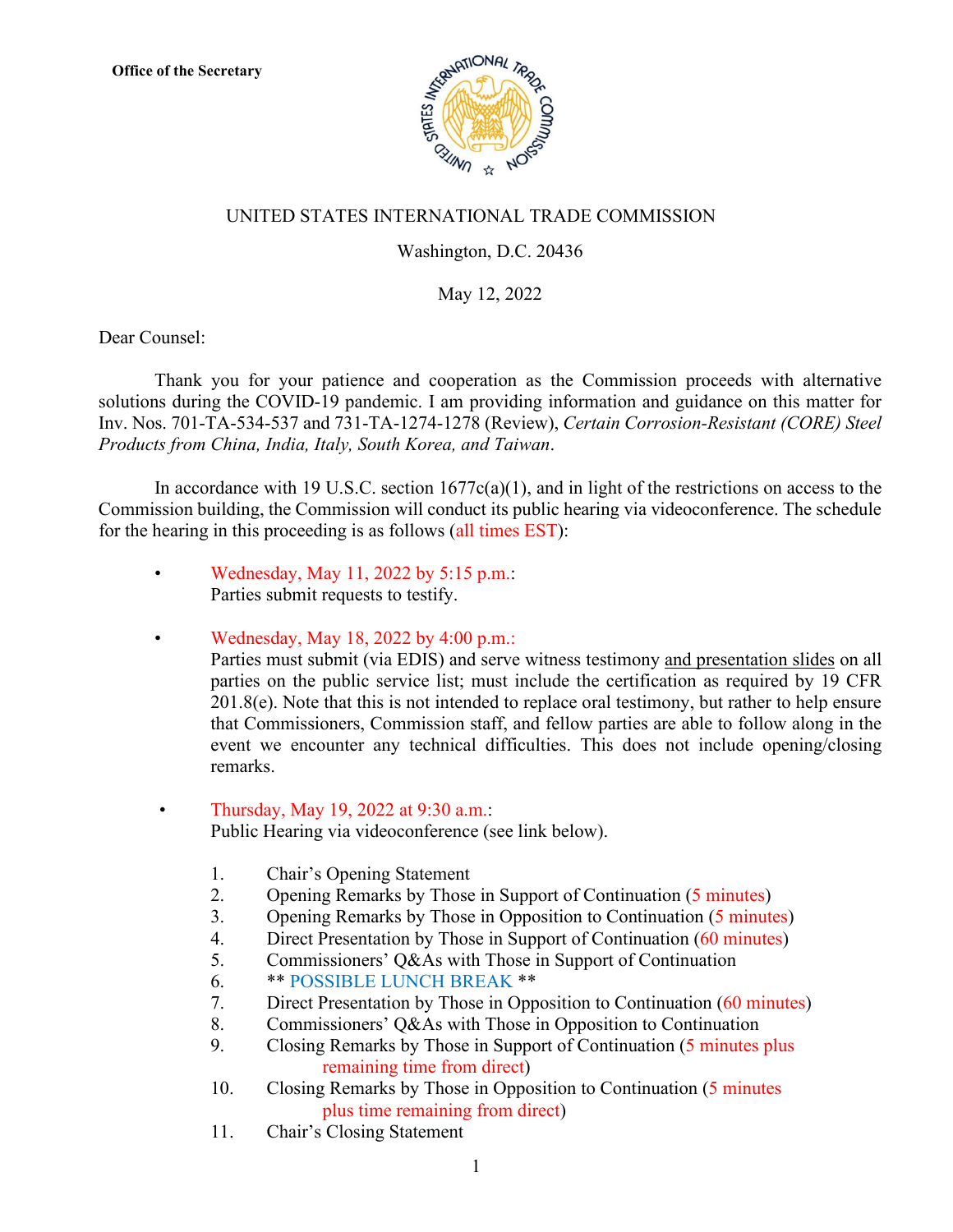**Office of the Secretary**

UNITED STATES INTERNATIONAL TRADE COMMISSION

Washington, D.C. 20436

May 12, 2022

Dear Counsel:

Thank you for your patience and cooperation as the Commission proceeds with alternative solutions during the COVID-19 pandemic. I am providing information and guidance on this matter for Inv. Nos. 701-TA-534-537 and 731-TA-1274-1278 (Review), *Certain Corrosion-Resistant (CORE) Steel Products from China, India, Italy, South Korea, and Taiwan*.

In accordance with 19 U.S.C. section 1677c(a)(1), and in light of the restrictions on access to the Commission building, the Commission will conduct its public hearing via videoconference. The schedule for the hearing in this proceeding is as follows (all times EST):

- Wednesday, May 11, 2022 by 5:15 p.m.:
  Parties submit requests to testify.

- Wednesday, May 18, 2022 by 4:00 p.m.:
  Parties must submit (via EDIS) and serve witness testimony and presentation slides on all parties on the public service list; must include the certification as required by 19 CFR 201.8(e). Note that this is not intended to replace oral testimony, but rather to help ensure that Commissioners, Commission staff, and fellow parties are able to follow along in the event we encounter any technical difficulties. This does not include opening/closing remarks.

- Thursday, May 19, 2022 at 9:30 a.m.:
  Public Hearing via videoconference (see link below).

  1. Chair's Opening Statement
  2. Opening Remarks by Those in Support of Continuation (5 minutes)
  3. Opening Remarks by Those in Opposition to Continuation (5 minutes)
  4. Direct Presentation by Those in Support of Continuation (60 minutes)
  5. Commissioners' Q&As with Those in Support of Continuation
  6. ** POSSIBLE LUNCH BREAK **
  7. Direct Presentation by Those in Opposition to Continuation (60 minutes)
  8. Commissioners' Q&As with Those in Opposition to Continuation
  9. Closing Remarks by Those in Support of Continuation (5 minutes plus remaining time from direct)
  10. Closing Remarks by Those in Opposition to Continuation (5 minutes plus time remaining from direct)
  11. Chair's Closing Statement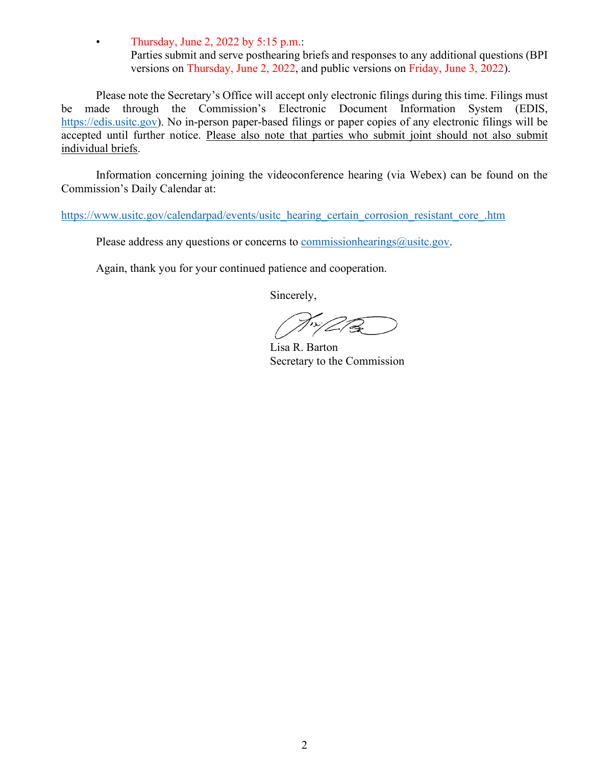- Thursday, June 2, 2022 by 5:15 p.m.:
  Parties submit and serve posthearing briefs and responses to any additional questions (BPI versions on Thursday, June 2, 2022, and public versions on Friday, June 3, 2022).

Please note the Secretary's Office will accept only electronic filings during this time. Filings must be made through the Commission's Electronic Document Information System (EDIS, https://edis.usitc.gov). No in-person paper-based filings or paper copies of any electronic filings will be accepted until further notice. Please also note that parties who submit joint should not also submit individual briefs.

Information concerning joining the videoconference hearing (via Webex) can be found on the Commission's Daily Calendar at:

https://www.usitc.gov/calendarpad/events/usitc_hearing_certain_corrosion_resistant_core_.htm

Please address any questions or concerns to commissionhearings@usitc.gov.

Again, thank you for your continued patience and cooperation.

Sincerely,

Lisa R. Barton
Secretary to the Commission